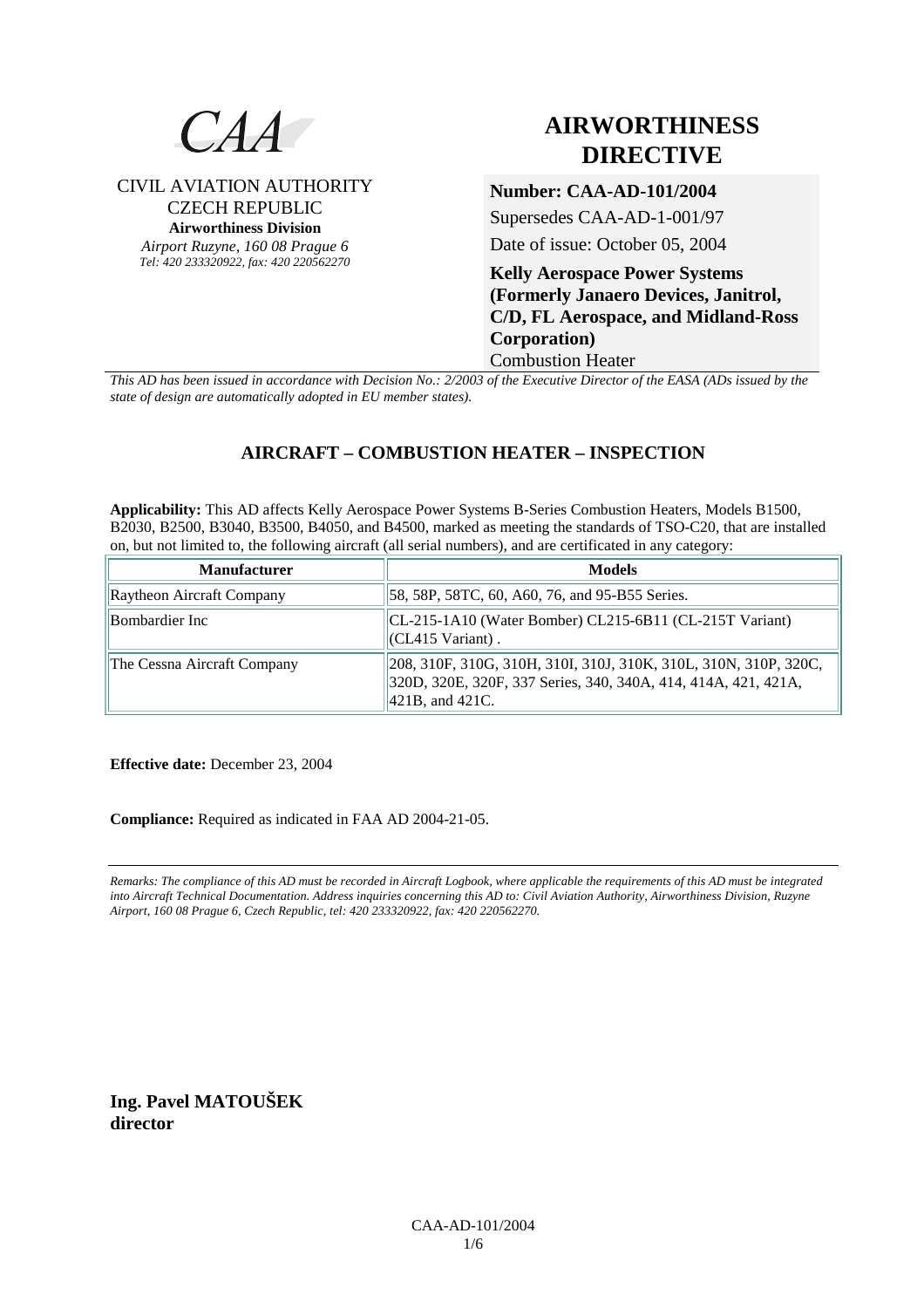CAA

CIVIL AVIATION AUTHORITY
CZECH REPUBLIC
**Airworthiness Division**
*Airport Ruzyne, 160 08 Prague 6*
*Tel: 420 233320922, fax: 420 220562270*

# AIRWORTHINESS DIRECTIVE

**Number: CAA-AD-101/2004**

Supersedes CAA-AD-1-001/97

Date of issue: October 05, 2004

**Kelly Aerospace Power Systems (Formerly Janaero Devices, Janitrol, C/D, FL Aerospace, and Midland-Ross Corporation)**

Combustion Heater

*This AD has been issued in accordance with Decision No.: 2/2003 of the Executive Director of the EASA (ADs issued by the state of design are automatically adopted in EU member states).*

## AIRCRAFT – COMBUSTION HEATER – INSPECTION

**Applicability:** This AD affects Kelly Aerospace Power Systems B-Series Combustion Heaters, Models B1500, B2030, B2500, B3040, B3500, B4050, and B4500, marked as meeting the standards of TSO-C20, that are installed on, but not limited to, the following aircraft (all serial numbers), and are certificated in any category:

| Manufacturer | Models |
|---|---|
| Raytheon Aircraft Company | 58, 58P, 58TC, 60, A60, 76, and 95-B55 Series. |
| Bombardier Inc | CL-215-1A10 (Water Bomber) CL215-6B11 (CL-215T Variant) (CL415 Variant) . |
| The Cessna Aircraft Company | 208, 310F, 310G, 310H, 310I, 310J, 310K, 310L, 310N, 310P, 320C, 320D, 320E, 320F, 337 Series, 340, 340A, 414, 414A, 421, 421A, 421B, and 421C. |

**Effective date:** December 23, 2004

**Compliance:** Required as indicated in FAA AD 2004-21-05.

*Remarks: The compliance of this AD must be recorded in Aircraft Logbook, where applicable the requirements of this AD must be integrated into Aircraft Technical Documentation. Address inquiries concerning this AD to: Civil Aviation Authority, Airworthiness Division, Ruzyne Airport, 160 08 Prague 6, Czech Republic, tel: 420 233320922, fax: 420 220562270.*

**Ing. Pavel MATOUŠEK**
**director**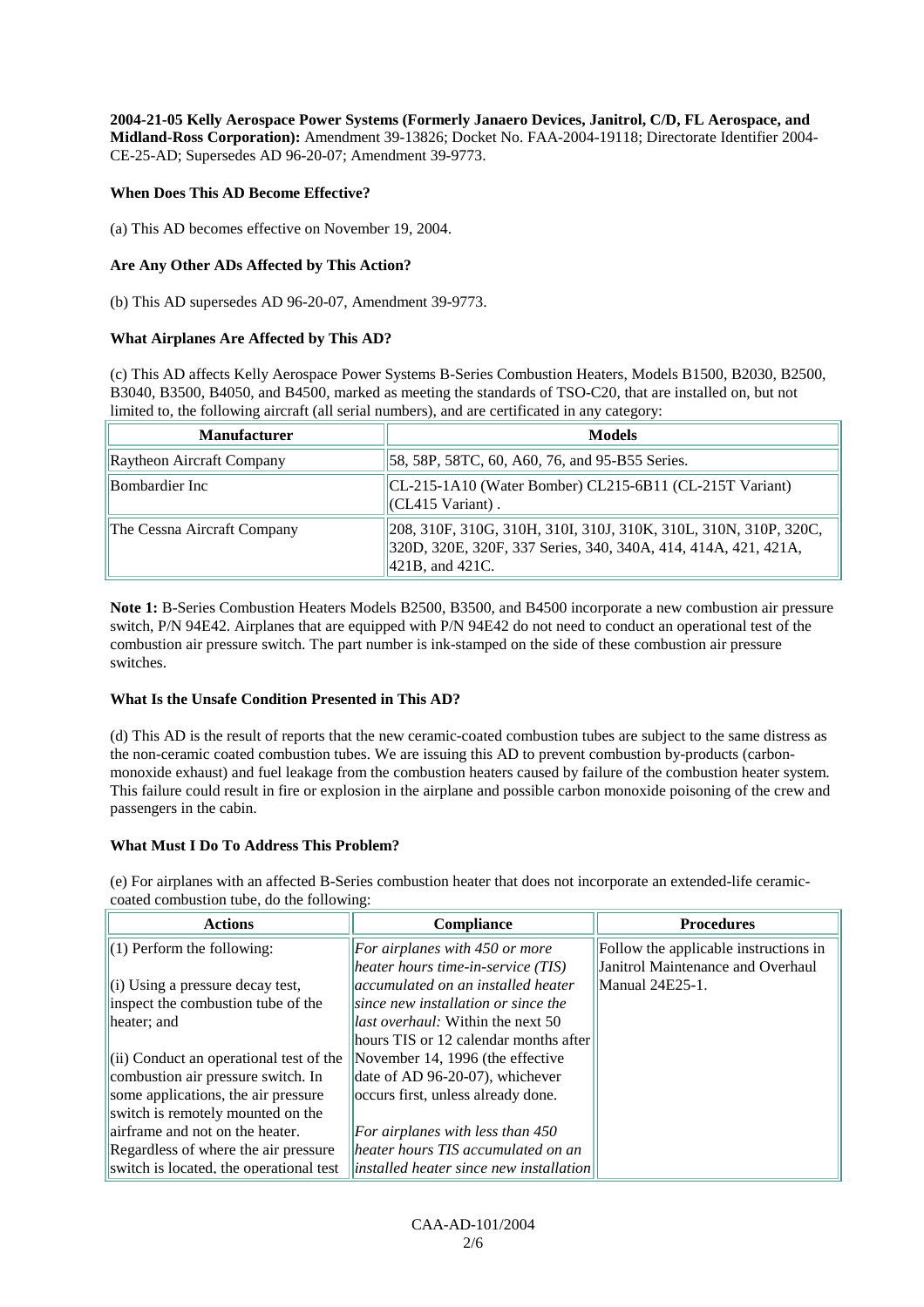**2004-21-05 Kelly Aerospace Power Systems (Formerly Janaero Devices, Janitrol, C/D, FL Aerospace, and Midland-Ross Corporation):** Amendment 39-13826; Docket No. FAA-2004-19118; Directorate Identifier 2004-CE-25-AD; Supersedes AD 96-20-07; Amendment 39-9773.

**When Does This AD Become Effective?**

(a) This AD becomes effective on November 19, 2004.

**Are Any Other ADs Affected by This Action?**

(b) This AD supersedes AD 96-20-07, Amendment 39-9773.

**What Airplanes Are Affected by This AD?**

(c) This AD affects Kelly Aerospace Power Systems B-Series Combustion Heaters, Models B1500, B2030, B2500, B3040, B3500, B4050, and B4500, marked as meeting the standards of TSO-C20, that are installed on, but not limited to, the following aircraft (all serial numbers), and are certificated in any category:

| Manufacturer | Models |
|---|---|
| Raytheon Aircraft Company | 58, 58P, 58TC, 60, A60, 76, and 95-B55 Series. |
| Bombardier Inc | CL-215-1A10 (Water Bomber) CL215-6B11 (CL-215T Variant) (CL415 Variant) . |
| The Cessna Aircraft Company | 208, 310F, 310G, 310H, 310I, 310J, 310K, 310L, 310N, 310P, 320C, 320D, 320E, 320F, 337 Series, 340, 340A, 414, 414A, 421, 421A, 421B, and 421C. |

**Note 1:** B-Series Combustion Heaters Models B2500, B3500, and B4500 incorporate a new combustion air pressure switch, P/N 94E42. Airplanes that are equipped with P/N 94E42 do not need to conduct an operational test of the combustion air pressure switch. The part number is ink-stamped on the side of these combustion air pressure switches.

**What Is the Unsafe Condition Presented in This AD?**

(d) This AD is the result of reports that the new ceramic-coated combustion tubes are subject to the same distress as the non-ceramic coated combustion tubes. We are issuing this AD to prevent combustion by-products (carbon-monoxide exhaust) and fuel leakage from the combustion heaters caused by failure of the combustion heater system. This failure could result in fire or explosion in the airplane and possible carbon monoxide poisoning of the crew and passengers in the cabin.

**What Must I Do To Address This Problem?**

(e) For airplanes with an affected B-Series combustion heater that does not incorporate an extended-life ceramic-coated combustion tube, do the following:

| Actions | Compliance | Procedures |
|---|---|---|
| (1) Perform the following:<br><br>(i) Using a pressure decay test, inspect the combustion tube of the heater; and<br><br>(ii) Conduct an operational test of the combustion air pressure switch. In some applications, the air pressure switch is remotely mounted on the airframe and not on the heater. Regardless of where the air pressure switch is located, the operational test | *For airplanes with 450 or more heater hours time-in-service (TIS) accumulated on an installed heater since new installation or since the last overhaul:* Within the next 50 hours TIS or 12 calendar months after November 14, 1996 (the effective date of AD 96-20-07), whichever occurs first, unless already done.<br><br>*For airplanes with less than 450 heater hours TIS accumulated on an installed heater since new installation* | Follow the applicable instructions in Janitrol Maintenance and Overhaul Manual 24E25-1. |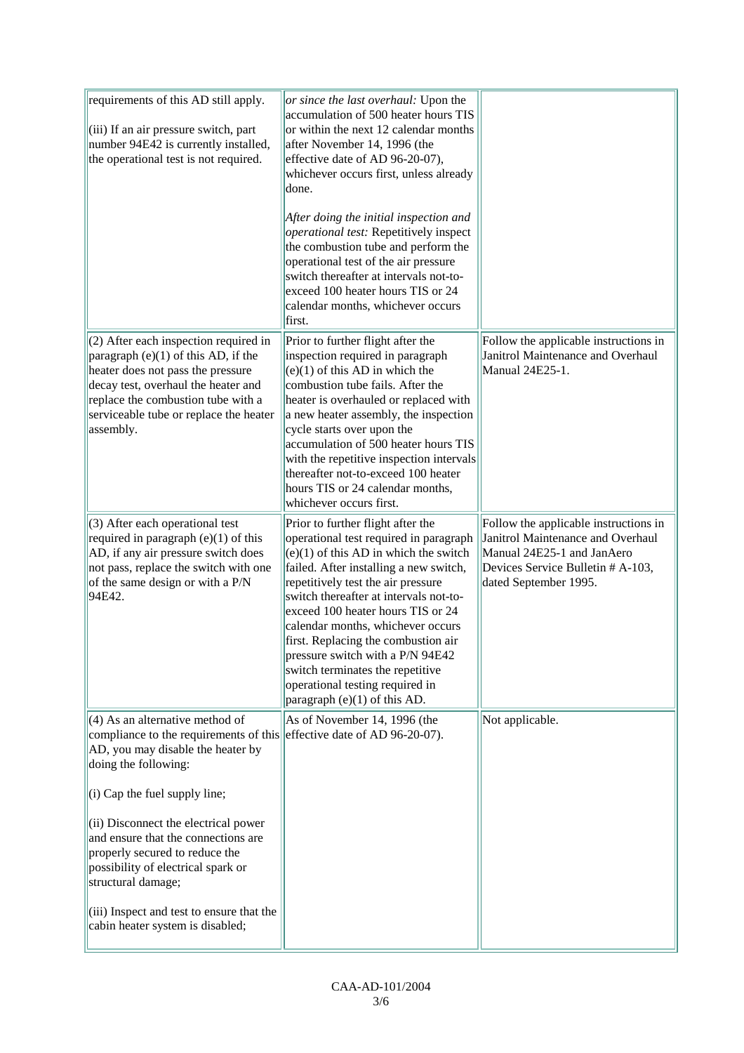| | | |
|---|---|---|
| requirements of this AD still apply.<br><br>(iii) If an air pressure switch, part number 94E42 is currently installed, the operational test is not required. | *or since the last overhaul:* Upon the accumulation of 500 heater hours TIS or within the next 12 calendar months after November 14, 1996 (the effective date of AD 96-20-07), whichever occurs first, unless already done.<br><br>*After doing the initial inspection and operational test:* Repetitively inspect the combustion tube and perform the operational test of the air pressure switch thereafter at intervals not-to-exceed 100 heater hours TIS or 24 calendar months, whichever occurs first. | |
| (2) After each inspection required in paragraph (e)(1) of this AD, if the heater does not pass the pressure decay test, overhaul the heater and replace the combustion tube with a serviceable tube or replace the heater assembly. | Prior to further flight after the inspection required in paragraph (e)(1) of this AD in which the combustion tube fails. After the heater is overhauled or replaced with a new heater assembly, the inspection cycle starts over upon the accumulation of 500 heater hours TIS with the repetitive inspection intervals thereafter not-to-exceed 100 heater hours TIS or 24 calendar months, whichever occurs first. | Follow the applicable instructions in Janitrol Maintenance and Overhaul Manual 24E25-1. |
| (3) After each operational test required in paragraph (e)(1) of this AD, if any air pressure switch does not pass, replace the switch with one of the same design or with a P/N 94E42. | Prior to further flight after the operational test required in paragraph (e)(1) of this AD in which the switch failed. After installing a new switch, repetitively test the air pressure switch thereafter at intervals not-to-exceed 100 heater hours TIS or 24 calendar months, whichever occurs first. Replacing the combustion air pressure switch with a P/N 94E42 switch terminates the repetitive operational testing required in paragraph (e)(1) of this AD. | Follow the applicable instructions in Janitrol Maintenance and Overhaul Manual 24E25-1 and JanAero Devices Service Bulletin # A-103, dated September 1995. |
| (4) As an alternative method of compliance to the requirements of this AD, you may disable the heater by doing the following:<br><br>(i) Cap the fuel supply line;<br><br>(ii) Disconnect the electrical power and ensure that the connections are properly secured to reduce the possibility of electrical spark or structural damage;<br><br>(iii) Inspect and test to ensure that the cabin heater system is disabled; | As of November 14, 1996 (the effective date of AD 96-20-07). | Not applicable. |

CAA-AD-101/2004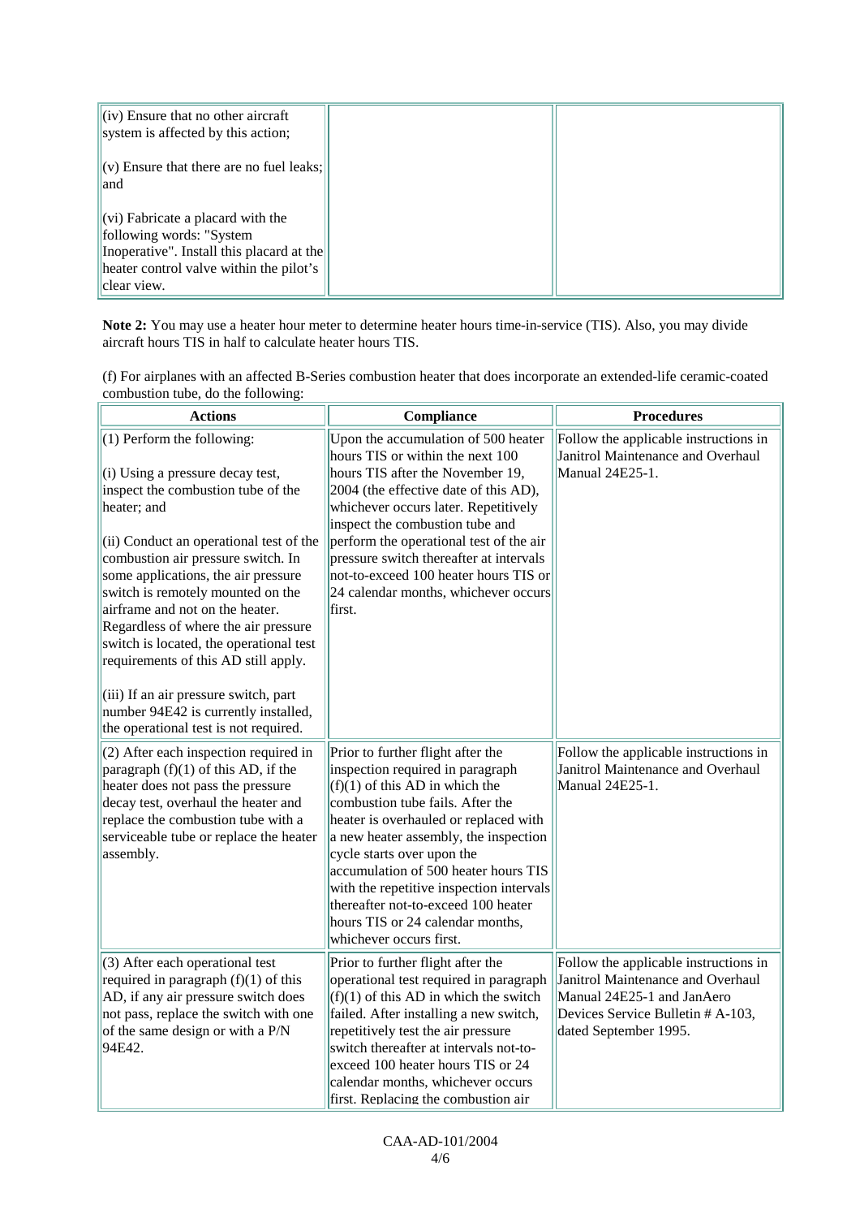| | | |
|---|---|---|
| (iv) Ensure that no other aircraft system is affected by this action;<br><br>(v) Ensure that there are no fuel leaks; and<br><br>(vi) Fabricate a placard with the following words: "System Inoperative". Install this placard at the heater control valve within the pilot's clear view. | | |

**Note 2:** You may use a heater hour meter to determine heater hours time-in-service (TIS). Also, you may divide aircraft hours TIS in half to calculate heater hours TIS.

(f) For airplanes with an affected B-Series combustion heater that does incorporate an extended-life ceramic-coated combustion tube, do the following:

| Actions | Compliance | Procedures |
|---|---|---|
| (1) Perform the following:<br><br>(i) Using a pressure decay test, inspect the combustion tube of the heater; and<br><br>(ii) Conduct an operational test of the combustion air pressure switch. In some applications, the air pressure switch is remotely mounted on the airframe and not on the heater. Regardless of where the air pressure switch is located, the operational test requirements of this AD still apply.<br><br>(iii) If an air pressure switch, part number 94E42 is currently installed, the operational test is not required. | Upon the accumulation of 500 heater hours TIS or within the next 100 hours TIS after the November 19, 2004 (the effective date of this AD), whichever occurs later. Repetitively inspect the combustion tube and perform the operational test of the air pressure switch thereafter at intervals not-to-exceed 100 heater hours TIS or 24 calendar months, whichever occurs first. | Follow the applicable instructions in Janitrol Maintenance and Overhaul Manual 24E25-1. |
| (2) After each inspection required in paragraph (f)(1) of this AD, if the heater does not pass the pressure decay test, overhaul the heater and replace the combustion tube with a serviceable tube or replace the heater assembly. | Prior to further flight after the inspection required in paragraph (f)(1) of this AD in which the combustion tube fails. After the heater is overhauled or replaced with a new heater assembly, the inspection cycle starts over upon the accumulation of 500 heater hours TIS with the repetitive inspection intervals thereafter not-to-exceed 100 heater hours TIS or 24 calendar months, whichever occurs first. | Follow the applicable instructions in Janitrol Maintenance and Overhaul Manual 24E25-1. |
| (3) After each operational test required in paragraph (f)(1) of this AD, if any air pressure switch does not pass, replace the switch with one of the same design or with a P/N 94E42. | Prior to further flight after the operational test required in paragraph (f)(1) of this AD in which the switch failed. After installing a new switch, repetitively test the air pressure switch thereafter at intervals not-to-exceed 100 heater hours TIS or 24 calendar months, whichever occurs first. Replacing the combustion air | Follow the applicable instructions in Janitrol Maintenance and Overhaul Manual 24E25-1 and JanAero Devices Service Bulletin # A-103, dated September 1995. |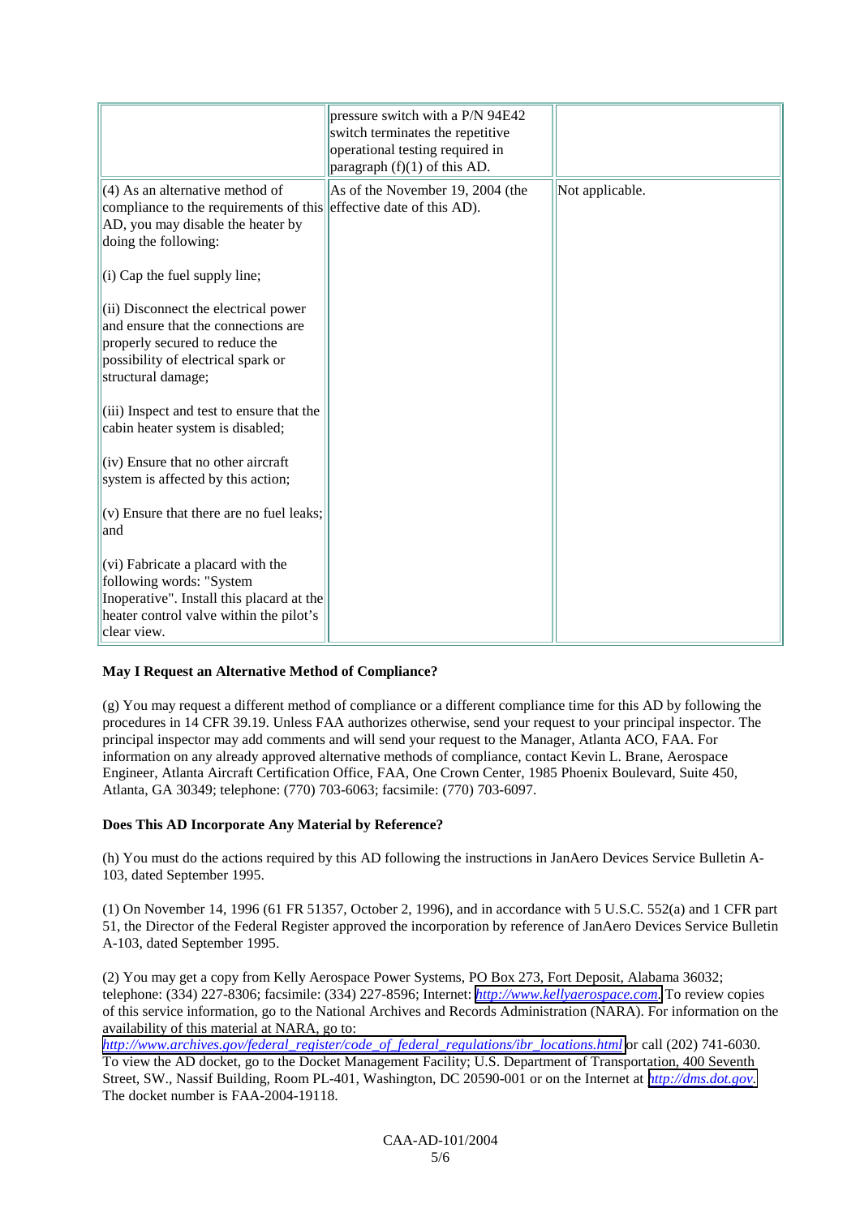|  |  |  |
|---|---|---|
|  | pressure switch with a P/N 94E42 switch terminates the repetitive operational testing required in paragraph (f)(1) of this AD. |  |
| (4) As an alternative method of compliance to the requirements of this AD, you may disable the heater by doing the following:<br><br>(i) Cap the fuel supply line;<br><br>(ii) Disconnect the electrical power and ensure that the connections are properly secured to reduce the possibility of electrical spark or structural damage;<br><br>(iii) Inspect and test to ensure that the cabin heater system is disabled;<br><br>(iv) Ensure that no other aircraft system is affected by this action;<br><br>(v) Ensure that there are no fuel leaks; and<br><br>(vi) Fabricate a placard with the following words: "System Inoperative". Install this placard at the heater control valve within the pilot's clear view. | As of the November 19, 2004 (the effective date of this AD). | Not applicable. |

**May I Request an Alternative Method of Compliance?**

(g) You may request a different method of compliance or a different compliance time for this AD by following the procedures in 14 CFR 39.19. Unless FAA authorizes otherwise, send your request to your principal inspector. The principal inspector may add comments and will send your request to the Manager, Atlanta ACO, FAA. For information on any already approved alternative methods of compliance, contact Kevin L. Brane, Aerospace Engineer, Atlanta Aircraft Certification Office, FAA, One Crown Center, 1985 Phoenix Boulevard, Suite 450, Atlanta, GA 30349; telephone: (770) 703-6063; facsimile: (770) 703-6097.

**Does This AD Incorporate Any Material by Reference?**

(h) You must do the actions required by this AD following the instructions in JanAero Devices Service Bulletin A-103, dated September 1995.

(1) On November 14, 1996 (61 FR 51357, October 2, 1996), and in accordance with 5 U.S.C. 552(a) and 1 CFR part 51, the Director of the Federal Register approved the incorporation by reference of JanAero Devices Service Bulletin A-103, dated September 1995.

(2) You may get a copy from Kelly Aerospace Power Systems, PO Box 273, Fort Deposit, Alabama 36032; telephone: (334) 227-8306; facsimile: (334) 227-8596; Internet: http://www.kellyaerospace.com. To review copies of this service information, go to the National Archives and Records Administration (NARA). For information on the availability of this material at NARA, go to: http://www.archives.gov/federal_register/code_of_federal_regulations/ibr_locations.html or call (202) 741-6030. To view the AD docket, go to the Docket Management Facility; U.S. Department of Transportation, 400 Seventh Street, SW., Nassif Building, Room PL-401, Washington, DC 20590-001 or on the Internet at http://dms.dot.gov. The docket number is FAA-2004-19118.

CAA-AD-101/2004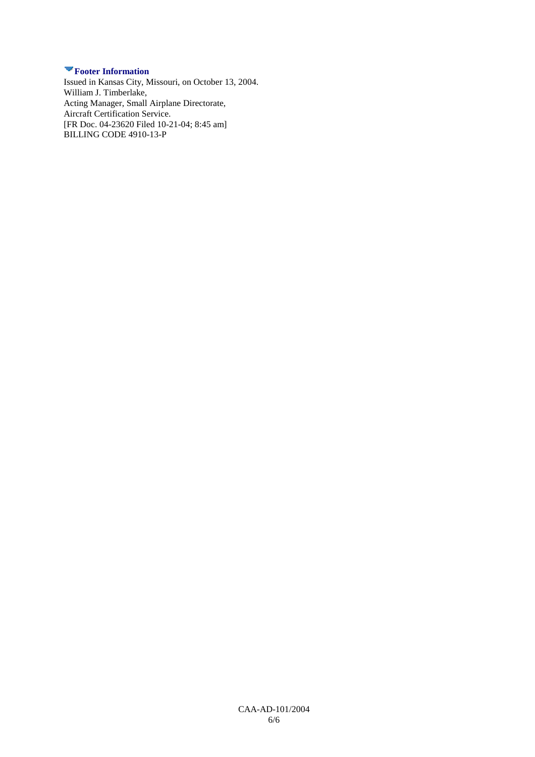**Footer Information**

Issued in Kansas City, Missouri, on October 13, 2004.
William J. Timberlake,
Acting Manager, Small Airplane Directorate,
Aircraft Certification Service.
[FR Doc. 04-23620 Filed 10-21-04; 8:45 am]
BILLING CODE 4910-13-P